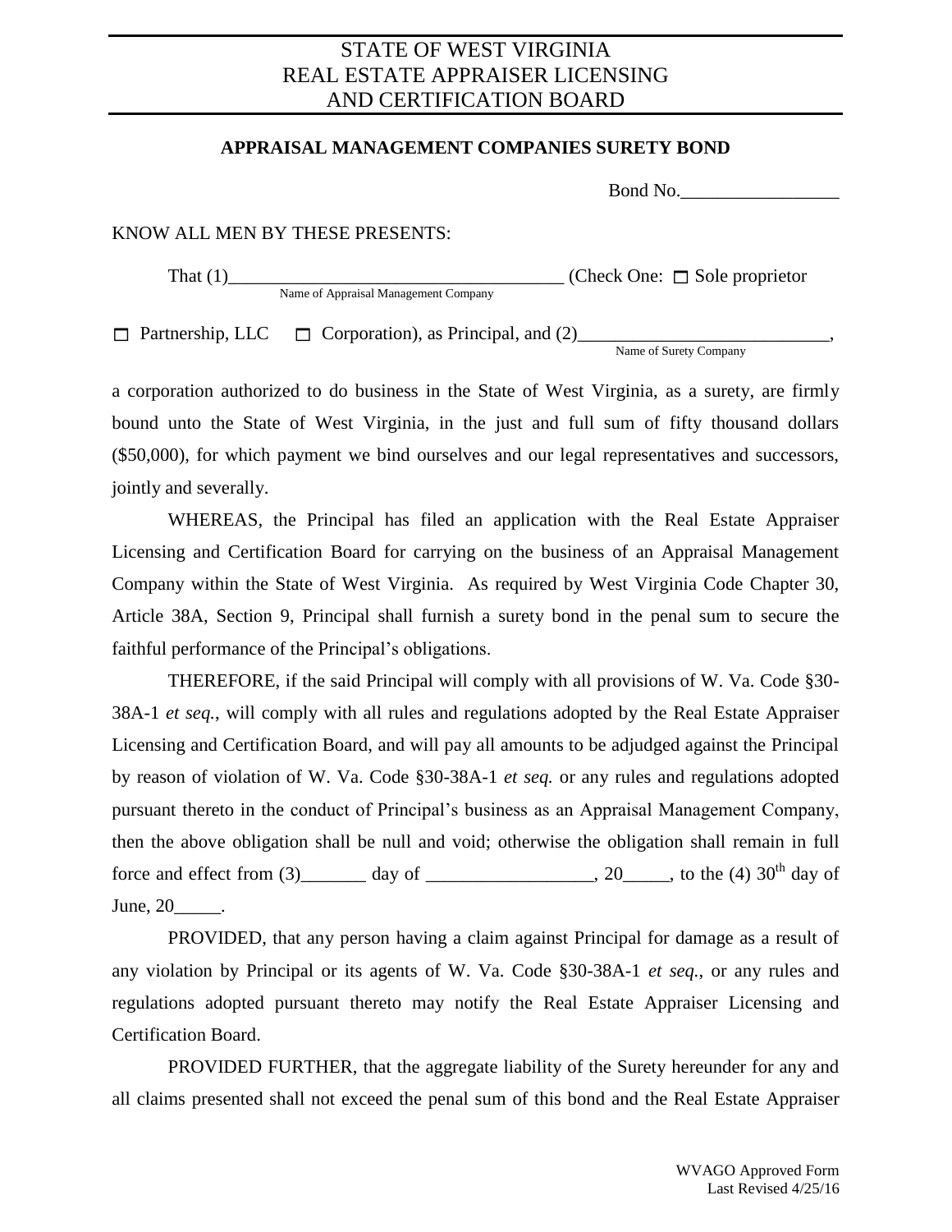# STATE OF WEST VIRGINIA
# REAL ESTATE APPRAISER LICENSING AND CERTIFICATION BOARD

## APPRAISAL MANAGEMENT COMPANIES SURETY BOND

Bond No.\_\_\_\_\_\_\_\_\_\_\_\_\_\_\_\_\_

KNOW ALL MEN BY THESE PRESENTS:

That (1)\_\_\_\_\_\_\_\_\_\_\_\_\_\_\_\_\_\_\_\_\_\_\_\_\_\_\_\_\_\_\_\_\_\_\_\_ (Check One: ☐ Sole proprietor
Name of Appraisal Management Company

☐ Partnership, LLC ☐ Corporation), as Principal, and (2)\_\_\_\_\_\_\_\_\_\_\_\_\_\_\_\_\_\_\_\_\_\_\_\_\_\_\_,
Name of Surety Company

a corporation authorized to do business in the State of West Virginia, as a surety, are firmly bound unto the State of West Virginia, in the just and full sum of fifty thousand dollars ($50,000), for which payment we bind ourselves and our legal representatives and successors, jointly and severally.

WHEREAS, the Principal has filed an application with the Real Estate Appraiser Licensing and Certification Board for carrying on the business of an Appraisal Management Company within the State of West Virginia. As required by West Virginia Code Chapter 30, Article 38A, Section 9, Principal shall furnish a surety bond in the penal sum to secure the faithful performance of the Principal's obligations.

THEREFORE, if the said Principal will comply with all provisions of W. Va. Code §30-38A-1 *et seq.*, will comply with all rules and regulations adopted by the Real Estate Appraiser Licensing and Certification Board, and will pay all amounts to be adjudged against the Principal by reason of violation of W. Va. Code §30-38A-1 *et seq.* or any rules and regulations adopted pursuant thereto in the conduct of Principal's business as an Appraisal Management Company, then the above obligation shall be null and void; otherwise the obligation shall remain in full force and effect from (3)\_\_\_\_\_\_\_ day of \_\_\_\_\_\_\_\_\_\_\_\_\_\_\_\_\_\_, 20\_\_\_\_\_, to the (4) 30th day of June, 20\_\_\_\_\_.

PROVIDED, that any person having a claim against Principal for damage as a result of any violation by Principal or its agents of W. Va. Code §30-38A-1 *et seq.*, or any rules and regulations adopted pursuant thereto may notify the Real Estate Appraiser Licensing and Certification Board.

PROVIDED FURTHER, that the aggregate liability of the Surety hereunder for any and all claims presented shall not exceed the penal sum of this bond and the Real Estate Appraiser

WVAGO Approved Form
Last Revised 4/25/16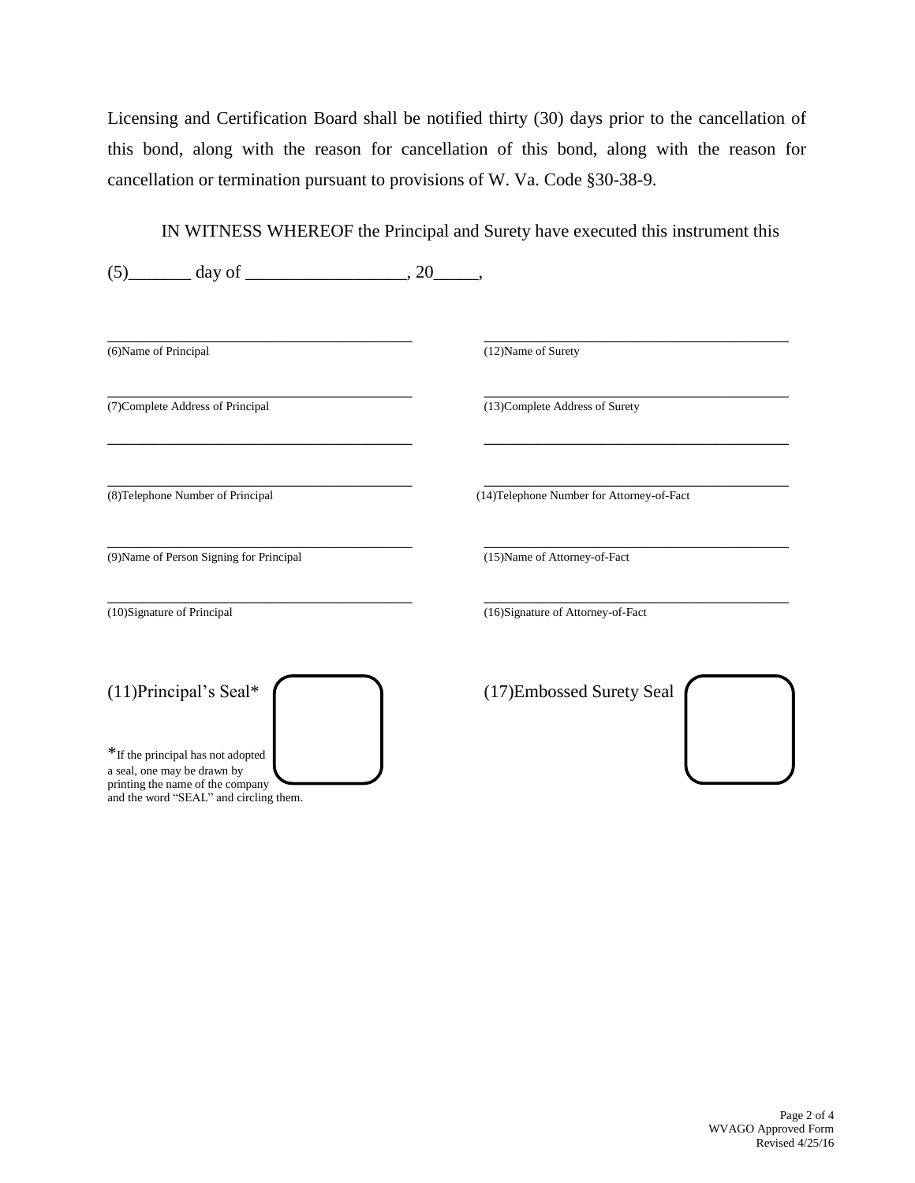Licensing and Certification Board shall be notified thirty (30) days prior to the cancellation of this bond, along with the reason for cancellation of this bond, along with the reason for cancellation or termination pursuant to provisions of W. Va. Code §30-38-9.

IN WITNESS WHEREOF the Principal and Surety have executed this instrument this

(5)_______ day of __________________, 20_____,

| | |
|---|---|
| ________________________________________ | ________________________________________ |
| (6)Name of Principal | (12)Name of Surety |
| ________________________________________ | ________________________________________ |
| (7)Complete Address of Principal | (13)Complete Address of Surety |
| ________________________________________ | ________________________________________ |
| ________________________________________ | ________________________________________ |
| (8)Telephone Number of Principal | (14)Telephone Number for Attorney-of-Fact |
| ________________________________________ | ________________________________________ |
| (9)Name of Person Signing for Principal | (15)Name of Attorney-of-Fact |
| ________________________________________ | ________________________________________ |
| (10)Signature of Principal | (16)Signature of Attorney-of-Fact |

(11)Principal's Seal*

*If the principal has not adopted a seal, one may be drawn by printing the name of the company and the word "SEAL" and circling them.

(17)Embossed Surety Seal

WVAGO Approved Form
Revised 4/25/16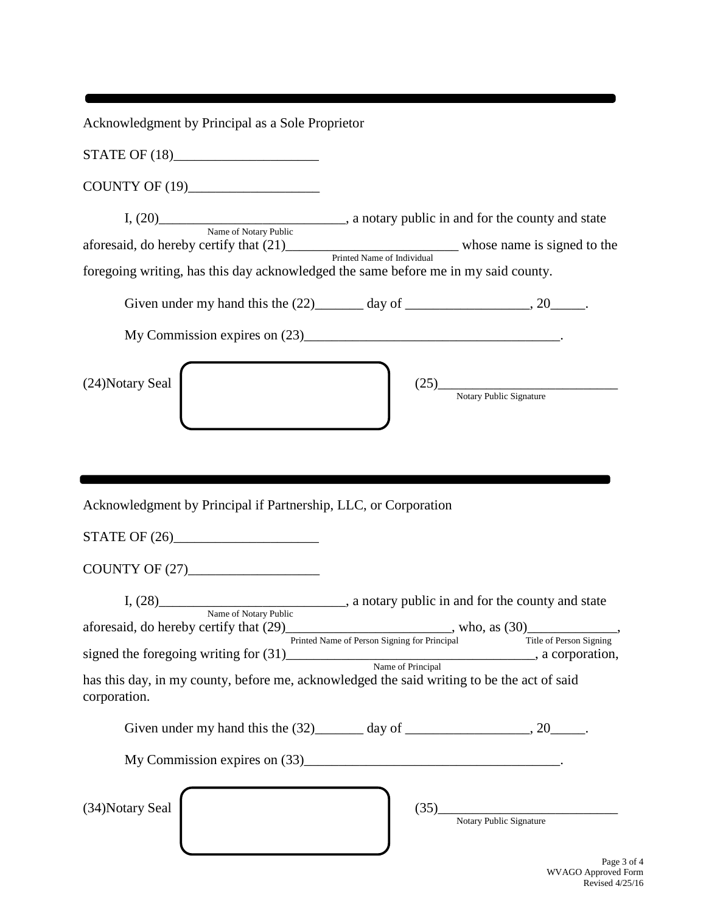---

Acknowledgment by Principal as a Sole Proprietor

STATE OF (18)_____________________

COUNTY OF (19)___________________

I, (20)___________________________, a notary public in and for the county and state
Name of Notary Public
aforesaid, do hereby certify that (21)_________________________ whose name is signed to the
Printed Name of Individual
foregoing writing, has this day acknowledged the same before me in my said county.

Given under my hand this the (22)_______ day of __________________, 20_____.

My Commission expires on (23)_____________________________________.

(24)Notary Seal

(25)__________________________
Notary Public Signature

---

Acknowledgment by Principal if Partnership, LLC, or Corporation

STATE OF (26)_____________________

COUNTY OF (27)___________________

I, (28)___________________________, a notary public in and for the county and state
Name of Notary Public
aforesaid, do hereby certify that (29)________________________, who, as (30)_____________,
Printed Name of Person Signing for Principal — Title of Person Signing
signed the foregoing writing for (31)_____________________________________, a corporation,
Name of Principal
has this day, in my county, before me, acknowledged the said writing to be the act of said corporation.

Given under my hand this the (32)_______ day of __________________, 20_____.

My Commission expires on (33)_____________________________________.

(34)Notary Seal

(35)__________________________
Notary Public Signature

WVAGO Approved Form
Revised 4/25/16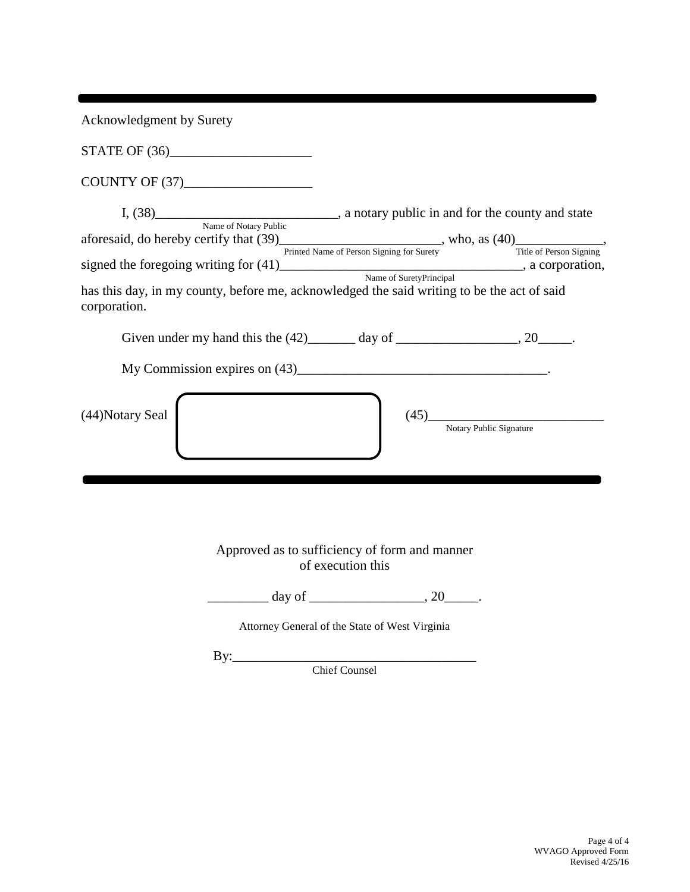---

Acknowledgment by Surety

STATE OF (36)_____________________

COUNTY OF (37)___________________

I, (38)___________________________, a notary public in and for the county and state
Name of Notary Public
aforesaid, do hereby certify that (39)________________________, who, as (40)_____________,
Printed Name of Person Signing for Surety — Title of Person Signing
signed the foregoing writing for (41)___________________________________, a corporation,
Name of SuretyPrincipal
has this day, in my county, before me, acknowledged the said writing to be the act of said corporation.

Given under my hand this the (42)_______ day of __________________, 20_____.

My Commission expires on (43)_____________________________________.

(44)Notary Seal

(45)__________________________
Notary Public Signature

---

Approved as to sufficiency of form and manner
of execution this

_________ day of _________________, 20_____.

Attorney General of the State of West Virginia

By:____________________________________
Chief Counsel

WVAGO Approved Form
Revised 4/25/16